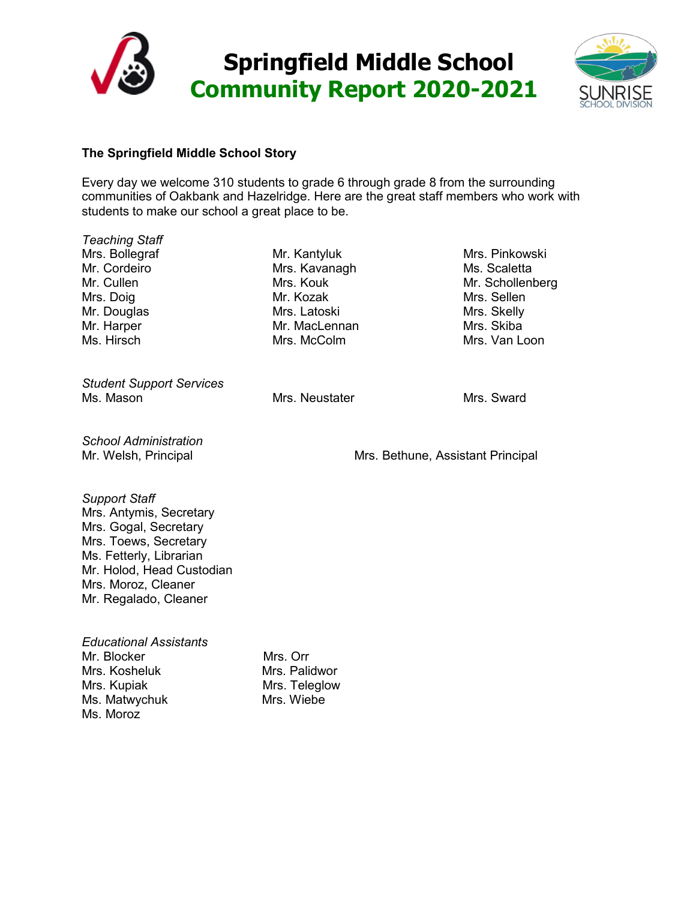# Springfield Middle School
# Community Report 2020-2021

SUNRISE SCHOOL DIVISION

**The Springfield Middle School Story**

Every day we welcome 310 students to grade 6 through grade 8 from the surrounding communities of Oakbank and Hazelridge. Here are the great staff members who work with students to make our school a great place to be.

*Teaching Staff*

Mrs. Bollegraf
Mr. Cordeiro
Mr. Cullen
Mrs. Doig
Mr. Douglas
Mr. Harper
Ms. Hirsch
Mr. Kantyluk
Mrs. Kavanagh
Mrs. Kouk
Mr. Kozak
Mrs. Latoski
Mr. MacLennan
Mrs. McColm
Mrs. Pinkowski
Ms. Scaletta
Mr. Schollenberg
Mrs. Sellen
Mrs. Skelly
Mrs. Skiba
Mrs. Van Loon

*Student Support Services*

Ms. Mason
Mrs. Neustater
Mrs. Sward

*School Administration*

Mr. Welsh, Principal
Mrs. Bethune, Assistant Principal

*Support Staff*

Mrs. Antymis, Secretary
Mrs. Gogal, Secretary
Mrs. Toews, Secretary
Ms. Fetterly, Librarian
Mr. Holod, Head Custodian
Mrs. Moroz, Cleaner
Mr. Regalado, Cleaner

*Educational Assistants*

Mr. Blocker
Mrs. Kosheluk
Mrs. Kupiak
Ms. Matwychuk
Ms. Moroz
Mrs. Orr
Mrs. Palidwor
Mrs. Teleglow
Mrs. Wiebe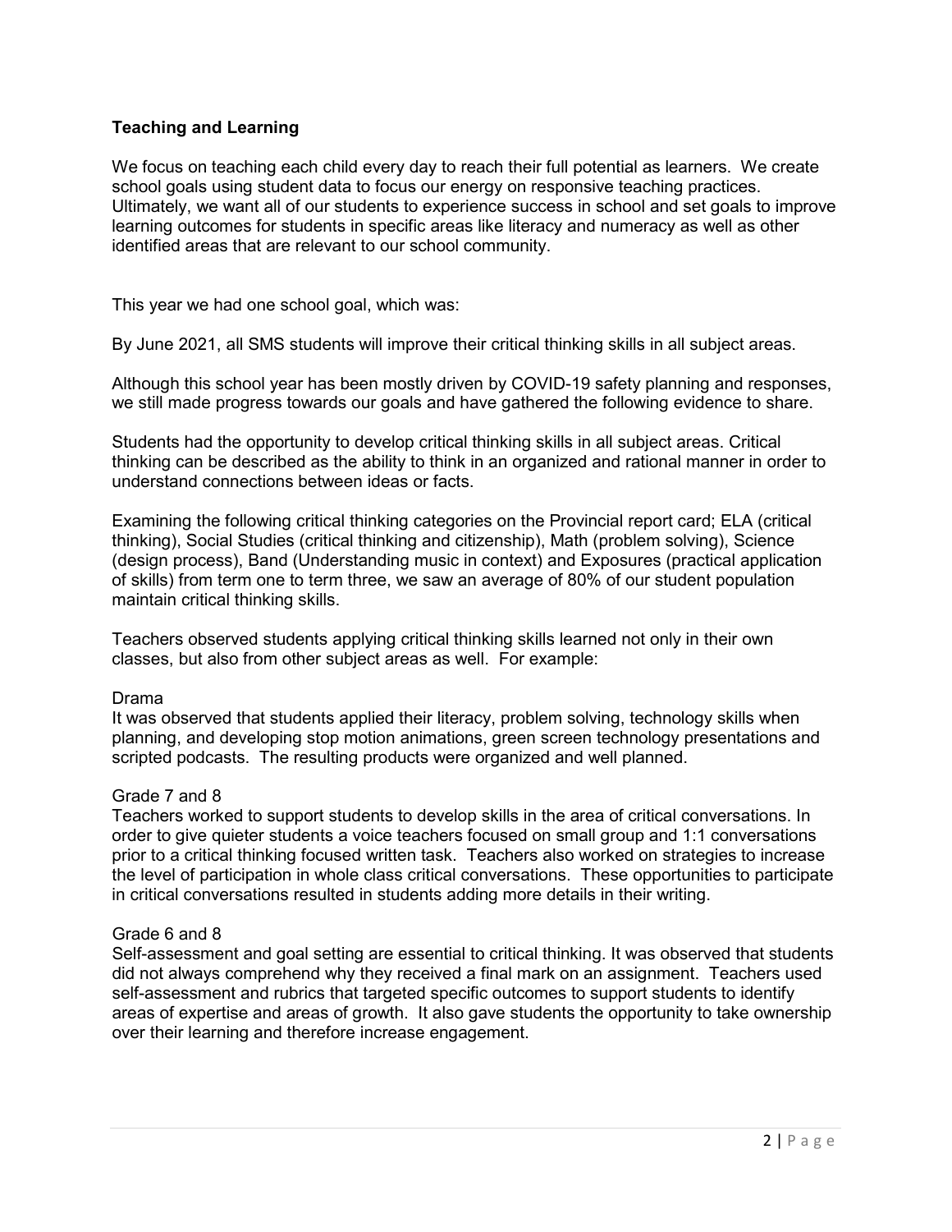## Teaching and Learning

We focus on teaching each child every day to reach their full potential as learners. We create school goals using student data to focus our energy on responsive teaching practices. Ultimately, we want all of our students to experience success in school and set goals to improve learning outcomes for students in specific areas like literacy and numeracy as well as other identified areas that are relevant to our school community.

This year we had one school goal, which was:

By June 2021, all SMS students will improve their critical thinking skills in all subject areas.

Although this school year has been mostly driven by COVID-19 safety planning and responses, we still made progress towards our goals and have gathered the following evidence to share.

Students had the opportunity to develop critical thinking skills in all subject areas. Critical thinking can be described as the ability to think in an organized and rational manner in order to understand connections between ideas or facts.

Examining the following critical thinking categories on the Provincial report card; ELA (critical thinking), Social Studies (critical thinking and citizenship), Math (problem solving), Science (design process), Band (Understanding music in context) and Exposures (practical application of skills) from term one to term three, we saw an average of 80% of our student population maintain critical thinking skills.

Teachers observed students applying critical thinking skills learned not only in their own classes, but also from other subject areas as well. For example:

Drama
It was observed that students applied their literacy, problem solving, technology skills when planning, and developing stop motion animations, green screen technology presentations and scripted podcasts. The resulting products were organized and well planned.

Grade 7 and 8
Teachers worked to support students to develop skills in the area of critical conversations. In order to give quieter students a voice teachers focused on small group and 1:1 conversations prior to a critical thinking focused written task. Teachers also worked on strategies to increase the level of participation in whole class critical conversations. These opportunities to participate in critical conversations resulted in students adding more details in their writing.

Grade 6 and 8
Self-assessment and goal setting are essential to critical thinking. It was observed that students did not always comprehend why they received a final mark on an assignment. Teachers used self-assessment and rubrics that targeted specific outcomes to support students to identify areas of expertise and areas of growth. It also gave students the opportunity to take ownership over their learning and therefore increase engagement.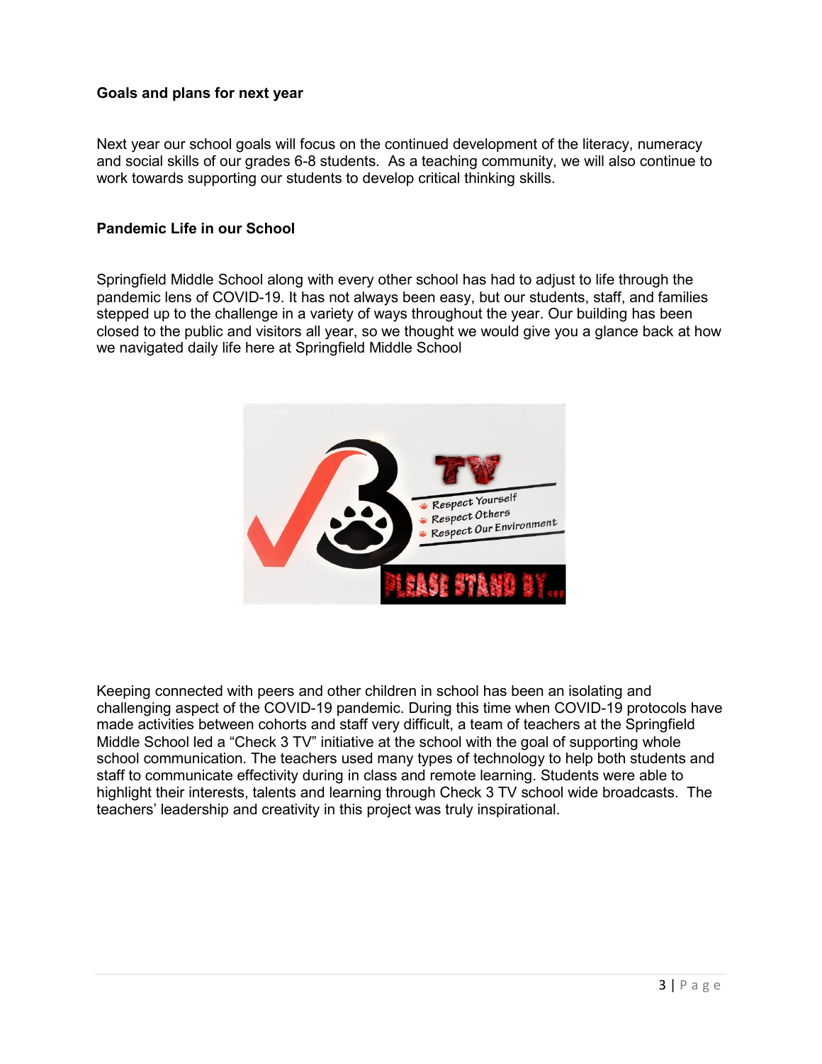## Goals and plans for next year

Next year our school goals will focus on the continued development of the literacy, numeracy and social skills of our grades 6-8 students. As a teaching community, we will also continue to work towards supporting our students to develop critical thinking skills.

## Pandemic Life in our School

Springfield Middle School along with every other school has had to adjust to life through the pandemic lens of COVID-19. It has not always been easy, but our students, staff, and families stepped up to the challenge in a variety of ways throughout the year. Our building has been closed to the public and visitors all year, so we thought we would give you a glance back at how we navigated daily life here at Springfield Middle School

Keeping connected with peers and other children in school has been an isolating and challenging aspect of the COVID-19 pandemic. During this time when COVID-19 protocols have made activities between cohorts and staff very difficult, a team of teachers at the Springfield Middle School led a "Check 3 TV" initiative at the school with the goal of supporting whole school communication. The teachers used many types of technology to help both students and staff to communicate effectivity during in class and remote learning. Students were able to highlight their interests, talents and learning through Check 3 TV school wide broadcasts. The teachers' leadership and creativity in this project was truly inspirational.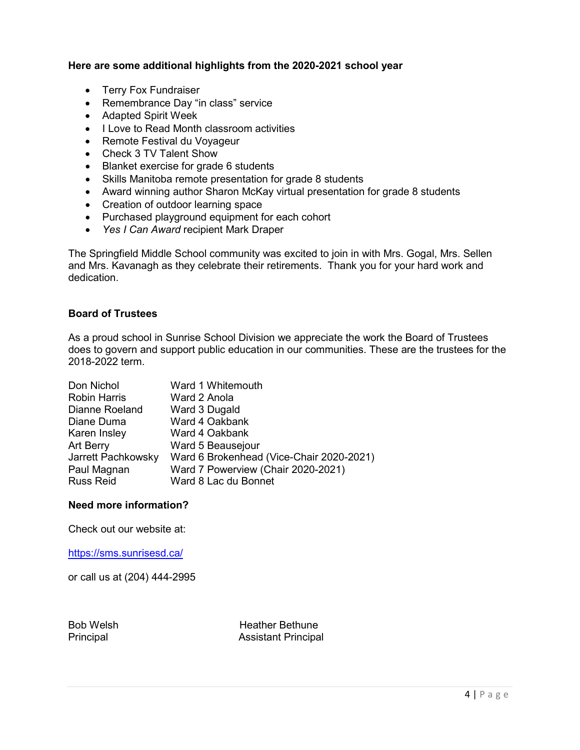**Here are some additional highlights from the 2020-2021 school year**

- Terry Fox Fundraiser
- Remembrance Day "in class" service
- Adapted Spirit Week
- I Love to Read Month classroom activities
- Remote Festival du Voyageur
- Check 3 TV Talent Show
- Blanket exercise for grade 6 students
- Skills Manitoba remote presentation for grade 8 students
- Award winning author Sharon McKay virtual presentation for grade 8 students
- Creation of outdoor learning space
- Purchased playground equipment for each cohort
- *Yes I Can Award* recipient Mark Draper

The Springfield Middle School community was excited to join in with Mrs. Gogal, Mrs. Sellen and Mrs. Kavanagh as they celebrate their retirements. Thank you for your hard work and dedication.

**Board of Trustees**

As a proud school in Sunrise School Division we appreciate the work the Board of Trustees does to govern and support public education in our communities. These are the trustees for the 2018-2022 term.

| | |
|---|---|
| Don Nichol | Ward 1 Whitemouth |
| Robin Harris | Ward 2 Anola |
| Dianne Roeland | Ward 3 Dugald |
| Diane Duma | Ward 4 Oakbank |
| Karen Insley | Ward 4 Oakbank |
| Art Berry | Ward 5 Beausejour |
| Jarrett Pachkowsky | Ward 6 Brokenhead (Vice-Chair 2020-2021) |
| Paul Magnan | Ward 7 Powerview (Chair 2020-2021) |
| Russ Reid | Ward 8 Lac du Bonnet |

**Need more information?**

Check out our website at:

https://sms.sunrisesd.ca/

or call us at (204) 444-2995

Bob Welsh
Principal

Heather Bethune
Assistant Principal